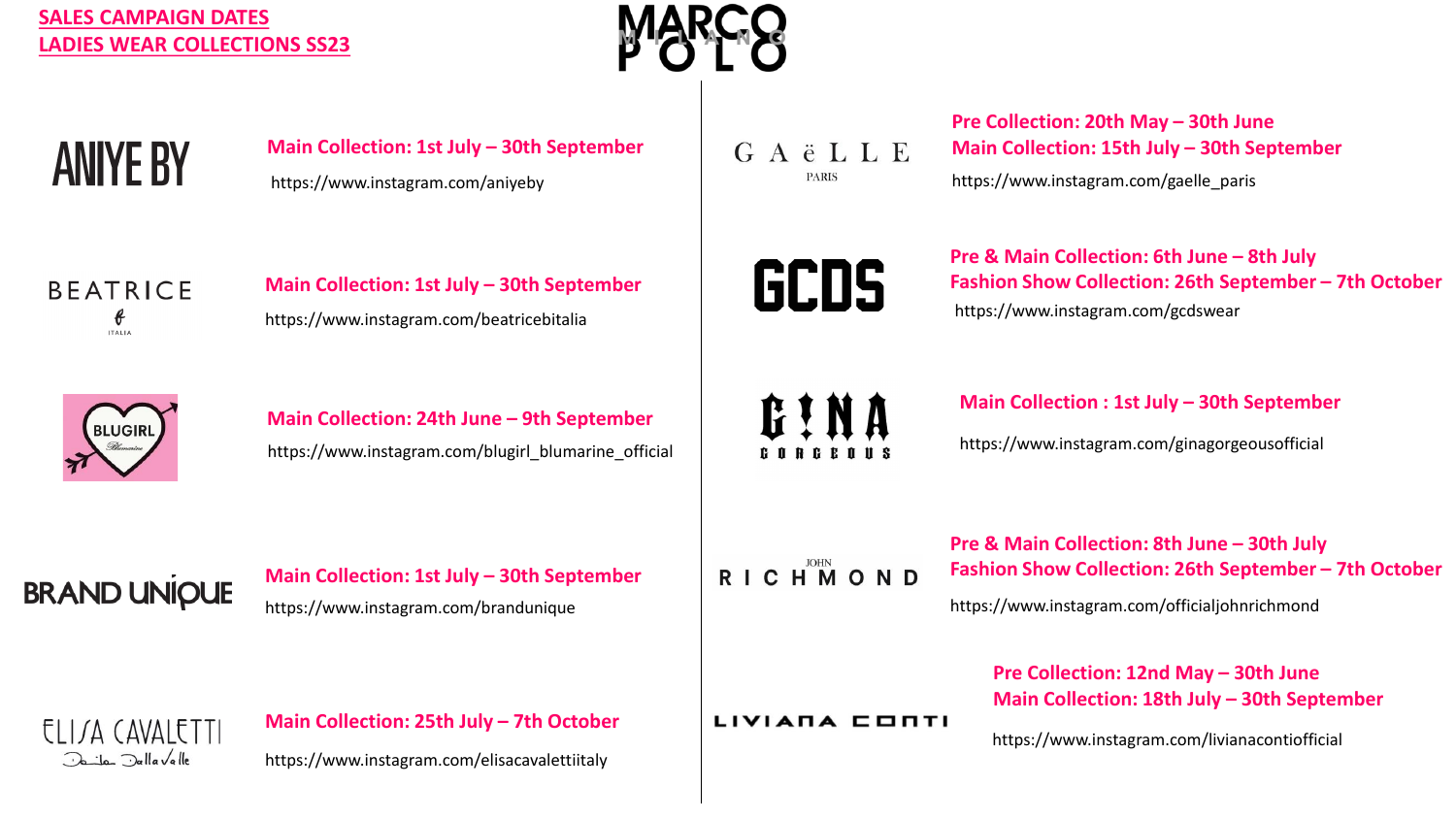# SALES CAMPAIGN DATES
## LADIES WEAR COLLECTIONS SS23

MARCO POLO MILANO

### ANIYE BY

**Main Collection: 1st July – 30th September**

https://www.instagram.com/aniyeby

### BEATRICE

**Main Collection: 1st July – 30th September**

https://www.instagram.com/beatricebitalia

### BLUGIRL

**Main Collection: 24th June – 9th September**

https://www.instagram.com/blugirl_blumarine_official

### BRAND UNIQUE

**Main Collection: 1st July – 30th September**

https://www.instagram.com/brandunique

### ELISA CAVALETTI

**Main Collection: 25th July – 7th October**

https://www.instagram.com/elisacavalettiitaly

### GAëLLE PARIS

**Pre Collection: 20th May – 30th June**

**Main Collection: 15th July – 30th September**

https://www.instagram.com/gaelle_paris

### GCDS

**Pre & Main Collection: 6th June – 8th July**

**Fashion Show Collection: 26th September – 7th October**

https://www.instagram.com/gcdswear

### GINA GORGEOUS

**Main Collection : 1st July – 30th September**

https://www.instagram.com/ginagorgeousofficial

### JOHN RICHMOND

**Pre & Main Collection: 8th June – 30th July**

**Fashion Show Collection: 26th September – 7th October**

https://www.instagram.com/officialjohnrichmond

### LIVIANA CONTI

**Pre Collection: 12nd May – 30th June**

**Main Collection: 18th July – 30th September**

https://www.instagram.com/livianacontiofficial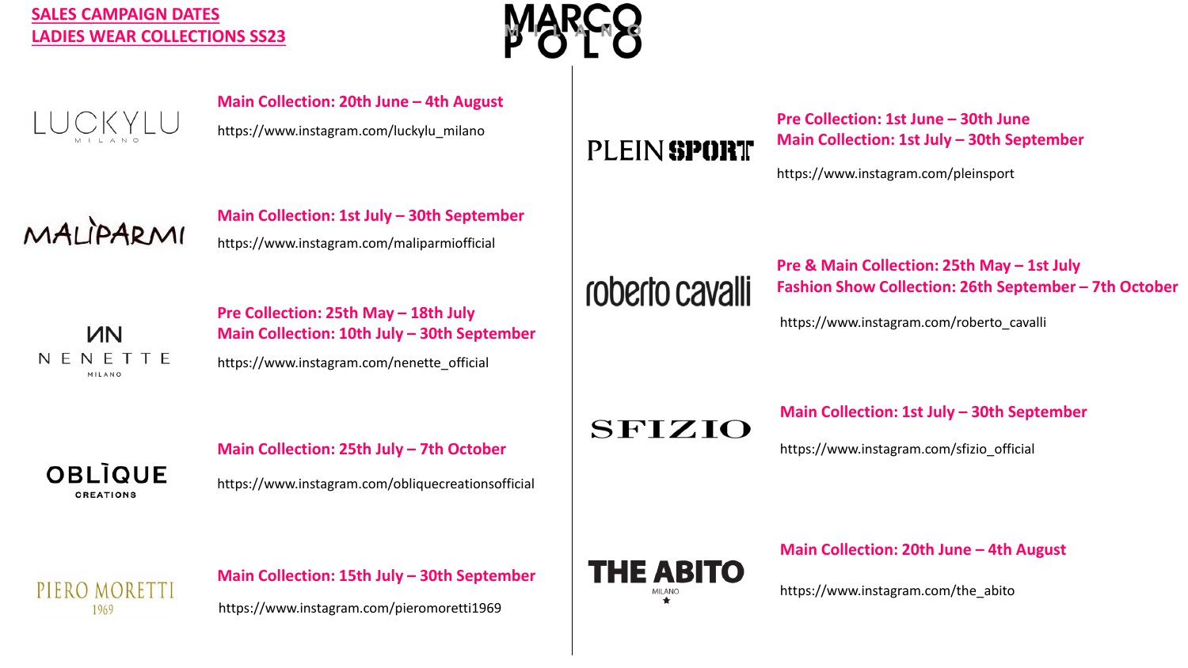## SALES CAMPAIGN DATES
## LADIES WEAR COLLECTIONS SS23

MARCO POLO MILANO

### LUCKYLU MILANO

**Main Collection: 20th June – 4th August**

https://www.instagram.com/luckylu_milano

### MALIPARMI

**Main Collection: 1st July – 30th September**

https://www.instagram.com/maliparmiofficial

### NENETTE MILANO

**Pre Collection: 25th May – 18th July**
**Main Collection: 10th July – 30th September**

https://www.instagram.com/nenette_official

### OBLIQUE CREATIONS

**Main Collection: 25th July – 7th October**

https://www.instagram.com/obliquecreationsofficial

### PIERO MORETTI 1969

**Main Collection: 15th July – 30th September**

https://www.instagram.com/pieromoretti1969

### PLEIN SPORT

**Pre Collection: 1st June – 30th June**
**Main Collection: 1st July – 30th September**

https://www.instagram.com/pleinsport

### roberto cavalli

**Pre & Main Collection: 25th May – 1st July**
**Fashion Show Collection: 26th September – 7th October**

https://www.instagram.com/roberto_cavalli

### SFIZIO

**Main Collection: 1st July – 30th September**

https://www.instagram.com/sfizio_official

### THE ABITO MILANO

**Main Collection: 20th June – 4th August**

https://www.instagram.com/the_abito